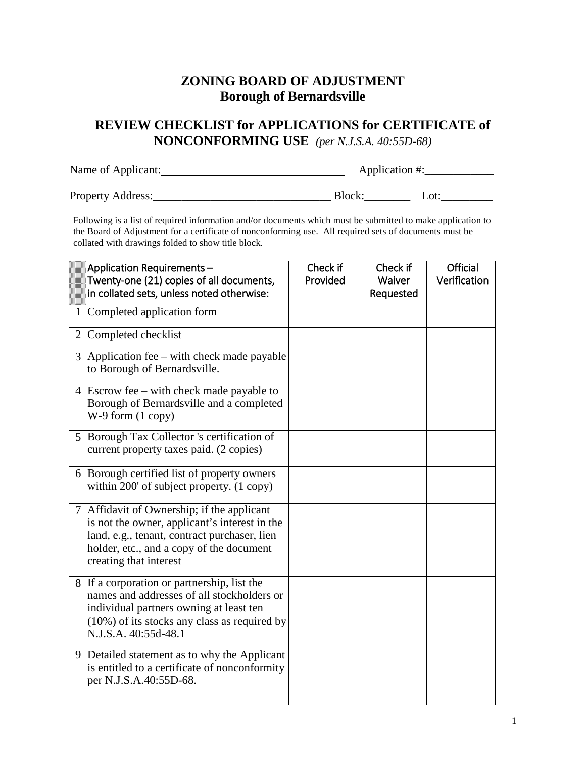# ZONING BOARD OF ADJUSTMENT
## Borough of Bernardsville

## REVIEW CHECKLIST for APPLICATIONS for CERTIFICATE of NONCONFORMING USE *(per N.J.S.A. 40:55D-68)*

Name of Applicant:________________________________ Application #:____________

Property Address:_______________________________ Block:________ Lot:_________

Following is a list of required information and/or documents which must be submitted to make application to the Board of Adjustment for a certificate of nonconforming use. All required sets of documents must be collated with drawings folded to show title block.

| | Application Requirements – Twenty-one (21) copies of all documents, in collated sets, unless noted otherwise: | Check if Provided | Check if Waiver Requested | Official Verification |
|---|---|---|---|---|
| 1 | Completed application form | | | |
| 2 | Completed checklist | | | |
| 3 | Application fee – with check made payable to Borough of Bernardsville. | | | |
| 4 | Escrow fee – with check made payable to Borough of Bernardsville and a completed W-9 form (1 copy) | | | |
| 5 | Borough Tax Collector 's certification of current property taxes paid. (2 copies) | | | |
| 6 | Borough certified list of property owners within 200' of subject property. (1 copy) | | | |
| 7 | Affidavit of Ownership; if the applicant is not the owner, applicant's interest in the land, e.g., tenant, contract purchaser, lien holder, etc., and a copy of the document creating that interest | | | |
| 8 | If a corporation or partnership, list the names and addresses of all stockholders or individual partners owning at least ten (10%) of its stocks any class as required by N.J.S.A. 40:55d-48.1 | | | |
| 9 | Detailed statement as to why the Applicant is entitled to a certificate of nonconformity per N.J.S.A.40:55D-68. | | | |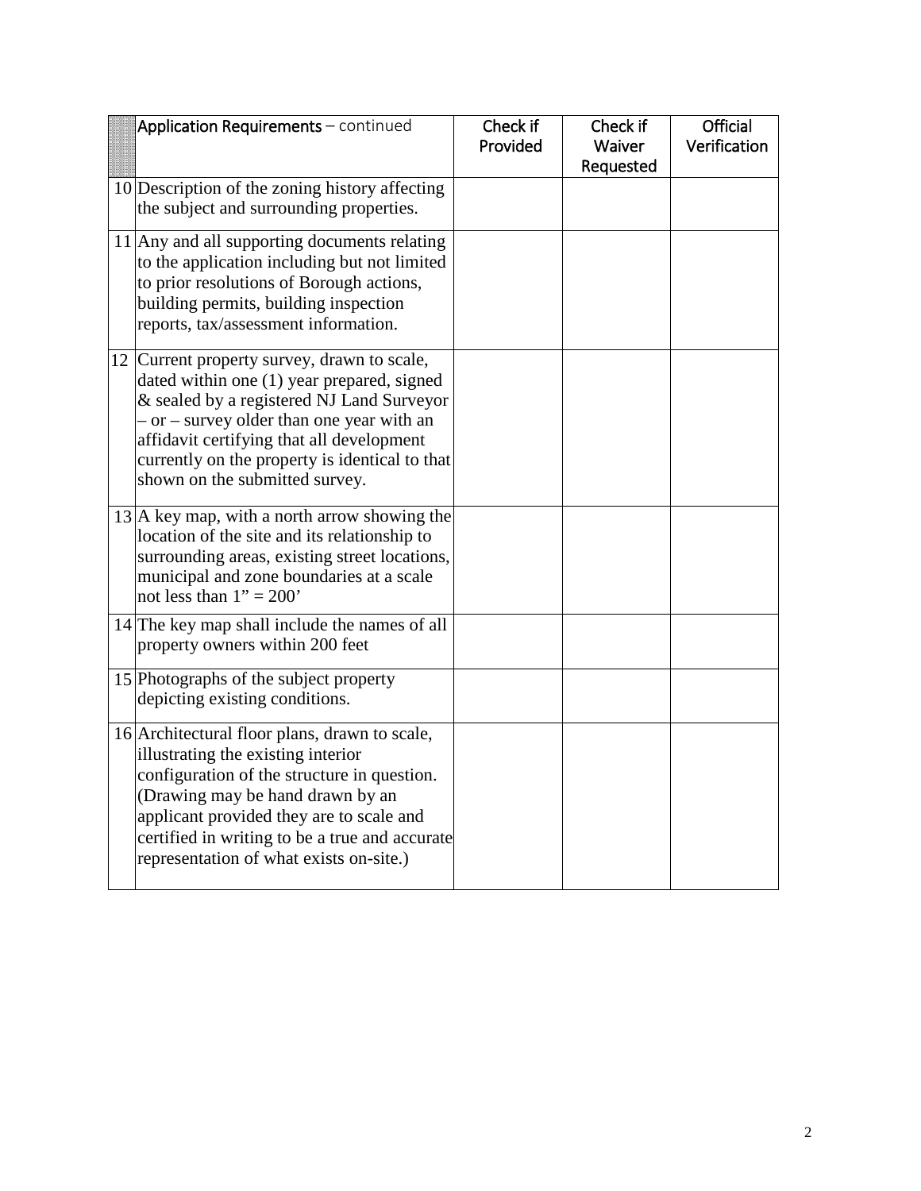| | Application Requirements – continued | Check if Provided | Check if Waiver Requested | Official Verification |
|---|---|---|---|---|
| 10 | Description of the zoning history affecting the subject and surrounding properties. | | | |
| 11 | Any and all supporting documents relating to the application including but not limited to prior resolutions of Borough actions, building permits, building inspection reports, tax/assessment information. | | | |
| 12 | Current property survey, drawn to scale, dated within one (1) year prepared, signed & sealed by a registered NJ Land Surveyor – or – survey older than one year with an affidavit certifying that all development currently on the property is identical to that shown on the submitted survey. | | | |
| 13 | A key map, with a north arrow showing the location of the site and its relationship to surrounding areas, existing street locations, municipal and zone boundaries at a scale not less than 1" = 200' | | | |
| 14 | The key map shall include the names of all property owners within 200 feet | | | |
| 15 | Photographs of the subject property depicting existing conditions. | | | |
| 16 | Architectural floor plans, drawn to scale, illustrating the existing interior configuration of the structure in question. (Drawing may be hand drawn by an applicant provided they are to scale and certified in writing to be a true and accurate representation of what exists on-site.) | | | |